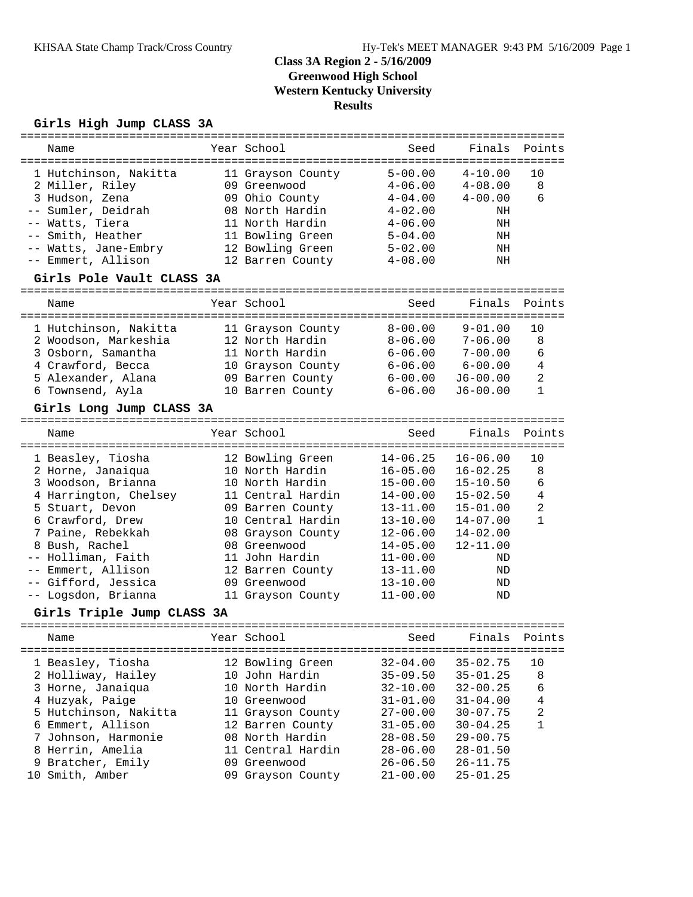# Class 3A Region 2 - 5/16/2009
## Greenwood High School
## Western Kentucky University
## Results

### Girls High Jump CLASS 3A

| | Name | Year | School | Seed | Finals | Points |
|---|---|---|---|---|---|---|
| 1 | Hutchinson, Nakitta | 11 | Grayson County | 5-00.00 | 4-10.00 | 10 |
| 2 | Miller, Riley | 09 | Greenwood | 4-06.00 | 4-08.00 | 8 |
| 3 | Hudson, Zena | 09 | Ohio County | 4-04.00 | 4-00.00 | 6 |
| -- | Sumler, Deidrah | 08 | North Hardin | 4-02.00 | NH | |
| -- | Watts, Tiera | 11 | North Hardin | 4-06.00 | NH | |
| -- | Smith, Heather | 11 | Bowling Green | 5-04.00 | NH | |
| -- | Watts, Jane-Embry | 12 | Bowling Green | 5-02.00 | NH | |
| -- | Emmert, Allison | 12 | Barren County | 4-08.00 | NH | |

### Girls Pole Vault CLASS 3A

| | Name | Year | School | Seed | Finals | Points |
|---|---|---|---|---|---|---|
| 1 | Hutchinson, Nakitta | 11 | Grayson County | 8-00.00 | 9-01.00 | 10 |
| 2 | Woodson, Markeshia | 12 | North Hardin | 8-06.00 | 7-06.00 | 8 |
| 3 | Osborn, Samantha | 11 | North Hardin | 6-06.00 | 7-00.00 | 6 |
| 4 | Crawford, Becca | 10 | Grayson County | 6-06.00 | 6-00.00 | 4 |
| 5 | Alexander, Alana | 09 | Barren County | 6-00.00 | J6-00.00 | 2 |
| 6 | Townsend, Ayla | 10 | Barren County | 6-06.00 | J6-00.00 | 1 |

### Girls Long Jump CLASS 3A

| | Name | Year | School | Seed | Finals | Points |
|---|---|---|---|---|---|---|
| 1 | Beasley, Tiosha | 12 | Bowling Green | 14-06.25 | 16-06.00 | 10 |
| 2 | Horne, Janaiqua | 10 | North Hardin | 16-05.00 | 16-02.25 | 8 |
| 3 | Woodson, Brianna | 10 | North Hardin | 15-00.00 | 15-10.50 | 6 |
| 4 | Harrington, Chelsey | 11 | Central Hardin | 14-00.00 | 15-02.50 | 4 |
| 5 | Stuart, Devon | 09 | Barren County | 13-11.00 | 15-01.00 | 2 |
| 6 | Crawford, Drew | 10 | Central Hardin | 13-10.00 | 14-07.00 | 1 |
| 7 | Paine, Rebekkah | 08 | Grayson County | 12-06.00 | 14-02.00 | |
| 8 | Bush, Rachel | 08 | Greenwood | 14-05.00 | 12-11.00 | |
| -- | Holliman, Faith | 11 | John Hardin | 11-00.00 | ND | |
| -- | Emmert, Allison | 12 | Barren County | 13-11.00 | ND | |
| -- | Gifford, Jessica | 09 | Greenwood | 13-10.00 | ND | |
| -- | Logsdon, Brianna | 11 | Grayson County | 11-00.00 | ND | |

### Girls Triple Jump CLASS 3A

| | Name | Year | School | Seed | Finals | Points |
|---|---|---|---|---|---|---|
| 1 | Beasley, Tiosha | 12 | Bowling Green | 32-04.00 | 35-02.75 | 10 |
| 2 | Holliway, Hailey | 10 | John Hardin | 35-09.50 | 35-01.25 | 8 |
| 3 | Horne, Janaiqua | 10 | North Hardin | 32-10.00 | 32-00.25 | 6 |
| 4 | Huzyak, Paige | 10 | Greenwood | 31-01.00 | 31-04.00 | 4 |
| 5 | Hutchinson, Nakitta | 11 | Grayson County | 27-00.00 | 30-07.75 | 2 |
| 6 | Emmert, Allison | 12 | Barren County | 31-05.00 | 30-04.25 | 1 |
| 7 | Johnson, Harmonie | 08 | North Hardin | 28-08.50 | 29-00.75 | |
| 8 | Herrin, Amelia | 11 | Central Hardin | 28-06.00 | 28-01.50 | |
| 9 | Bratcher, Emily | 09 | Greenwood | 26-06.50 | 26-11.75 | |
| 10 | Smith, Amber | 09 | Grayson County | 21-00.00 | 25-01.25 | |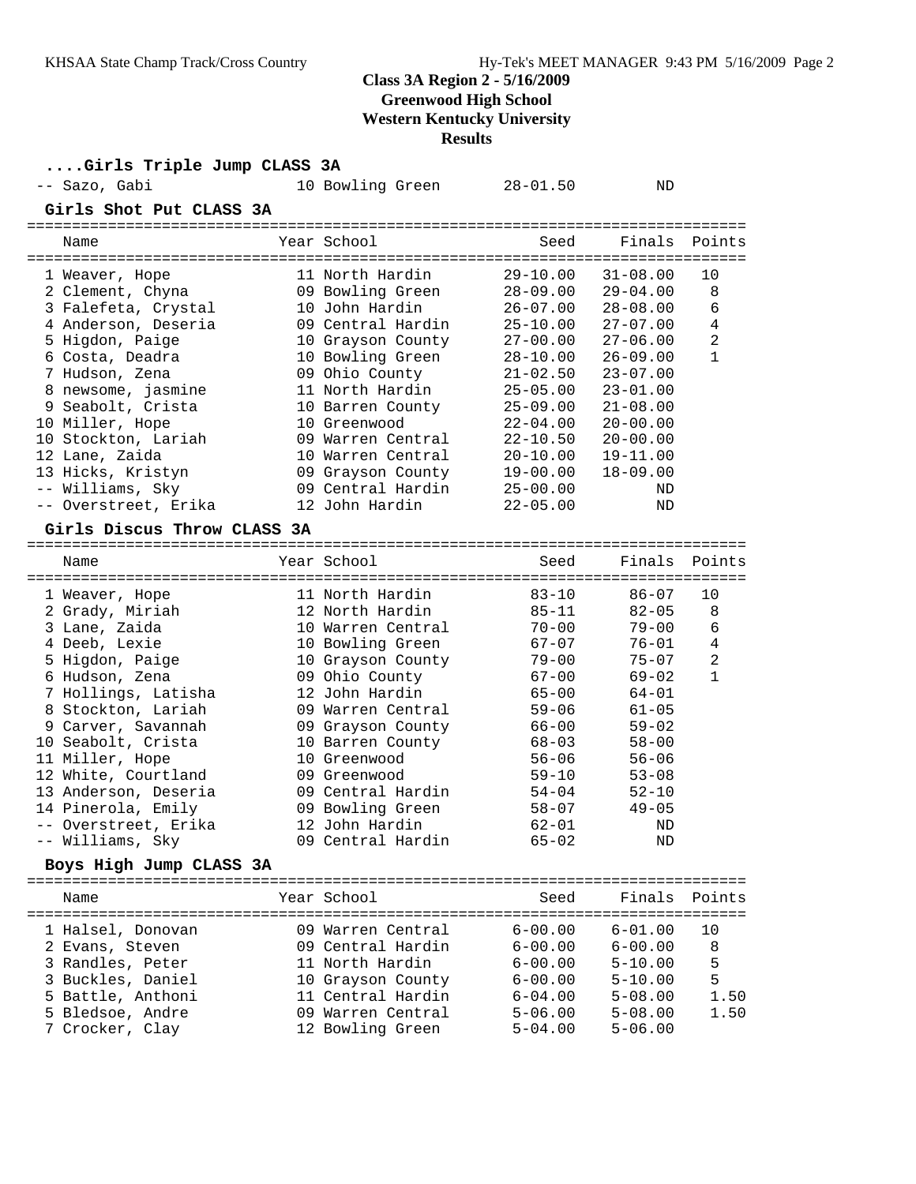## Class 3A Region 2 - 5/16/2009
## Greenwood High School
## Western Kentucky University
## Results

### ....Girls Triple Jump CLASS 3A

| | Name | Year | School | Seed | Finals | Points |
|---|---|---|---|---|---|---|
| -- | Sazo, Gabi | 10 | Bowling Green | 28-01.50 | ND | |

### Girls Shot Put CLASS 3A

| | Name | Year | School | Seed | Finals | Points |
|---|---|---|---|---|---|---|
| 1 | Weaver, Hope | 11 | North Hardin | 29-10.00 | 31-08.00 | 10 |
| 2 | Clement, Chyna | 09 | Bowling Green | 28-09.00 | 29-04.00 | 8 |
| 3 | Falefeta, Crystal | 10 | John Hardin | 26-07.00 | 28-08.00 | 6 |
| 4 | Anderson, Deseria | 09 | Central Hardin | 25-10.00 | 27-07.00 | 4 |
| 5 | Higdon, Paige | 10 | Grayson County | 27-00.00 | 27-06.00 | 2 |
| 6 | Costa, Deadra | 10 | Bowling Green | 28-10.00 | 26-09.00 | 1 |
| 7 | Hudson, Zena | 09 | Ohio County | 21-02.50 | 23-07.00 | |
| 8 | newsome, jasmine | 11 | North Hardin | 25-05.00 | 23-01.00 | |
| 9 | Seabolt, Crista | 10 | Barren County | 25-09.00 | 21-08.00 | |
| 10 | Miller, Hope | 10 | Greenwood | 22-04.00 | 20-00.00 | |
| 10 | Stockton, Lariah | 09 | Warren Central | 22-10.50 | 20-00.00 | |
| 12 | Lane, Zaida | 10 | Warren Central | 20-10.00 | 19-11.00 | |
| 13 | Hicks, Kristyn | 09 | Grayson County | 19-00.00 | 18-09.00 | |
| -- | Williams, Sky | 09 | Central Hardin | 25-00.00 | ND | |
| -- | Overstreet, Erika | 12 | John Hardin | 22-05.00 | ND | |

### Girls Discus Throw CLASS 3A

| | Name | Year | School | Seed | Finals | Points |
|---|---|---|---|---|---|---|
| 1 | Weaver, Hope | 11 | North Hardin | 83-10 | 86-07 | 10 |
| 2 | Grady, Miriah | 12 | North Hardin | 85-11 | 82-05 | 8 |
| 3 | Lane, Zaida | 10 | Warren Central | 70-00 | 79-00 | 6 |
| 4 | Deeb, Lexie | 10 | Bowling Green | 67-07 | 76-01 | 4 |
| 5 | Higdon, Paige | 10 | Grayson County | 79-00 | 75-07 | 2 |
| 6 | Hudson, Zena | 09 | Ohio County | 67-00 | 69-02 | 1 |
| 7 | Hollings, Latisha | 12 | John Hardin | 65-00 | 64-01 | |
| 8 | Stockton, Lariah | 09 | Warren Central | 59-06 | 61-05 | |
| 9 | Carver, Savannah | 09 | Grayson County | 66-00 | 59-02 | |
| 10 | Seabolt, Crista | 10 | Barren County | 68-03 | 58-00 | |
| 11 | Miller, Hope | 10 | Greenwood | 56-06 | 56-06 | |
| 12 | White, Courtland | 09 | Greenwood | 59-10 | 53-08 | |
| 13 | Anderson, Deseria | 09 | Central Hardin | 54-04 | 52-10 | |
| 14 | Pinerola, Emily | 09 | Bowling Green | 58-07 | 49-05 | |
| -- | Overstreet, Erika | 12 | John Hardin | 62-01 | ND | |
| -- | Williams, Sky | 09 | Central Hardin | 65-02 | ND | |

### Boys High Jump CLASS 3A

| | Name | Year | School | Seed | Finals | Points |
|---|---|---|---|---|---|---|
| 1 | Halsel, Donovan | 09 | Warren Central | 6-00.00 | 6-01.00 | 10 |
| 2 | Evans, Steven | 09 | Central Hardin | 6-00.00 | 6-00.00 | 8 |
| 3 | Randles, Peter | 11 | North Hardin | 6-00.00 | 5-10.00 | 5 |
| 3 | Buckles, Daniel | 10 | Grayson County | 6-00.00 | 5-10.00 | 5 |
| 5 | Battle, Anthoni | 11 | Central Hardin | 6-04.00 | 5-08.00 | 1.50 |
| 5 | Bledsoe, Andre | 09 | Warren Central | 5-06.00 | 5-08.00 | 1.50 |
| 7 | Crocker, Clay | 12 | Bowling Green | 5-04.00 | 5-06.00 | |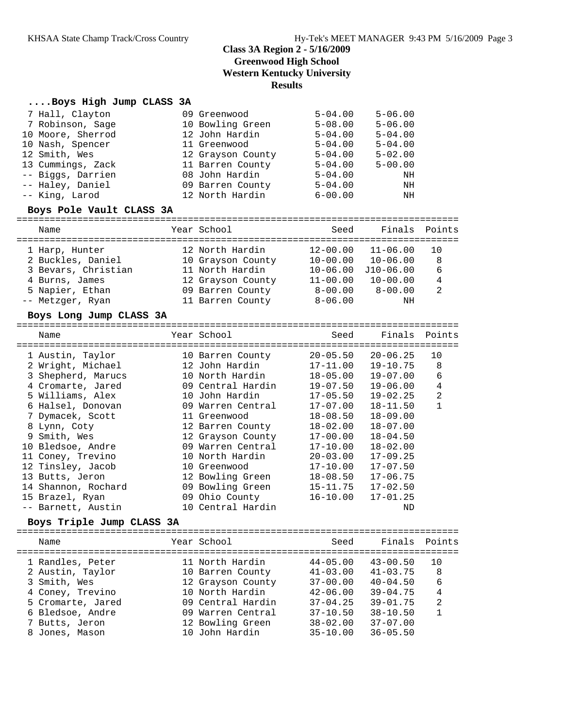# Class 3A Region 2 - 5/16/2009
## Greenwood High School
## Western Kentucky University
## Results

### ....Boys High Jump CLASS 3A

| Name | Year | School | Seed | Finals | Points |
|---|---|---|---|---|---|
| 7 Hall, Clayton | 09 | Greenwood | 5-04.00 | 5-06.00 | |
| 7 Robinson, Sage | 10 | Bowling Green | 5-08.00 | 5-06.00 | |
| 10 Moore, Sherrod | 12 | John Hardin | 5-04.00 | 5-04.00 | |
| 10 Nash, Spencer | 11 | Greenwood | 5-04.00 | 5-04.00 | |
| 12 Smith, Wes | 12 | Grayson County | 5-04.00 | 5-02.00 | |
| 13 Cummings, Zack | 11 | Barren County | 5-04.00 | 5-00.00 | |
| -- Biggs, Darrien | 08 | John Hardin | 5-04.00 | NH | |
| -- Haley, Daniel | 09 | Barren County | 5-04.00 | NH | |
| -- King, Larod | 12 | North Hardin | 6-00.00 | NH | |

### Boys Pole Vault CLASS 3A

| Name | Year | School | Seed | Finals | Points |
|---|---|---|---|---|---|
| 1 Harp, Hunter | 12 | North Hardin | 12-00.00 | 11-06.00 | 10 |
| 2 Buckles, Daniel | 10 | Grayson County | 10-00.00 | 10-06.00 | 8 |
| 3 Bevars, Christian | 11 | North Hardin | 10-06.00 | J10-06.00 | 6 |
| 4 Burns, James | 12 | Grayson County | 11-00.00 | 10-00.00 | 4 |
| 5 Napier, Ethan | 09 | Barren County | 8-00.00 | 8-00.00 | 2 |
| -- Metzger, Ryan | 11 | Barren County | 8-06.00 | NH | |

### Boys Long Jump CLASS 3A

| Name | Year | School | Seed | Finals | Points |
|---|---|---|---|---|---|
| 1 Austin, Taylor | 10 | Barren County | 20-05.50 | 20-06.25 | 10 |
| 2 Wright, Michael | 12 | John Hardin | 17-11.00 | 19-10.75 | 8 |
| 3 Shepherd, Marucs | 10 | North Hardin | 18-05.00 | 19-07.00 | 6 |
| 4 Cromarte, Jared | 09 | Central Hardin | 19-07.50 | 19-06.00 | 4 |
| 5 Williams, Alex | 10 | John Hardin | 17-05.50 | 19-02.25 | 2 |
| 6 Halsel, Donovan | 09 | Warren Central | 17-07.00 | 18-11.50 | 1 |
| 7 Dymacek, Scott | 11 | Greenwood | 18-08.50 | 18-09.00 | |
| 8 Lynn, Coty | 12 | Barren County | 18-02.00 | 18-07.00 | |
| 9 Smith, Wes | 12 | Grayson County | 17-00.00 | 18-04.50 | |
| 10 Bledsoe, Andre | 09 | Warren Central | 17-10.00 | 18-02.00 | |
| 11 Coney, Trevino | 10 | North Hardin | 20-03.00 | 17-09.25 | |
| 12 Tinsley, Jacob | 10 | Greenwood | 17-10.00 | 17-07.50 | |
| 13 Butts, Jeron | 12 | Bowling Green | 18-08.50 | 17-06.75 | |
| 14 Shannon, Rochard | 09 | Bowling Green | 15-11.75 | 17-02.50 | |
| 15 Brazel, Ryan | 09 | Ohio County | 16-10.00 | 17-01.25 | |
| -- Barnett, Austin | 10 | Central Hardin | | ND | |

### Boys Triple Jump CLASS 3A

| Name | Year | School | Seed | Finals | Points |
|---|---|---|---|---|---|
| 1 Randles, Peter | 11 | North Hardin | 44-05.00 | 43-00.50 | 10 |
| 2 Austin, Taylor | 10 | Barren County | 41-03.00 | 41-03.75 | 8 |
| 3 Smith, Wes | 12 | Grayson County | 37-00.00 | 40-04.50 | 6 |
| 4 Coney, Trevino | 10 | North Hardin | 42-06.00 | 39-04.75 | 4 |
| 5 Cromarte, Jared | 09 | Central Hardin | 37-04.25 | 39-01.75 | 2 |
| 6 Bledsoe, Andre | 09 | Warren Central | 37-10.50 | 38-10.50 | 1 |
| 7 Butts, Jeron | 12 | Bowling Green | 38-02.00 | 37-07.00 | |
| 8 Jones, Mason | 10 | John Hardin | 35-10.00 | 36-05.50 | |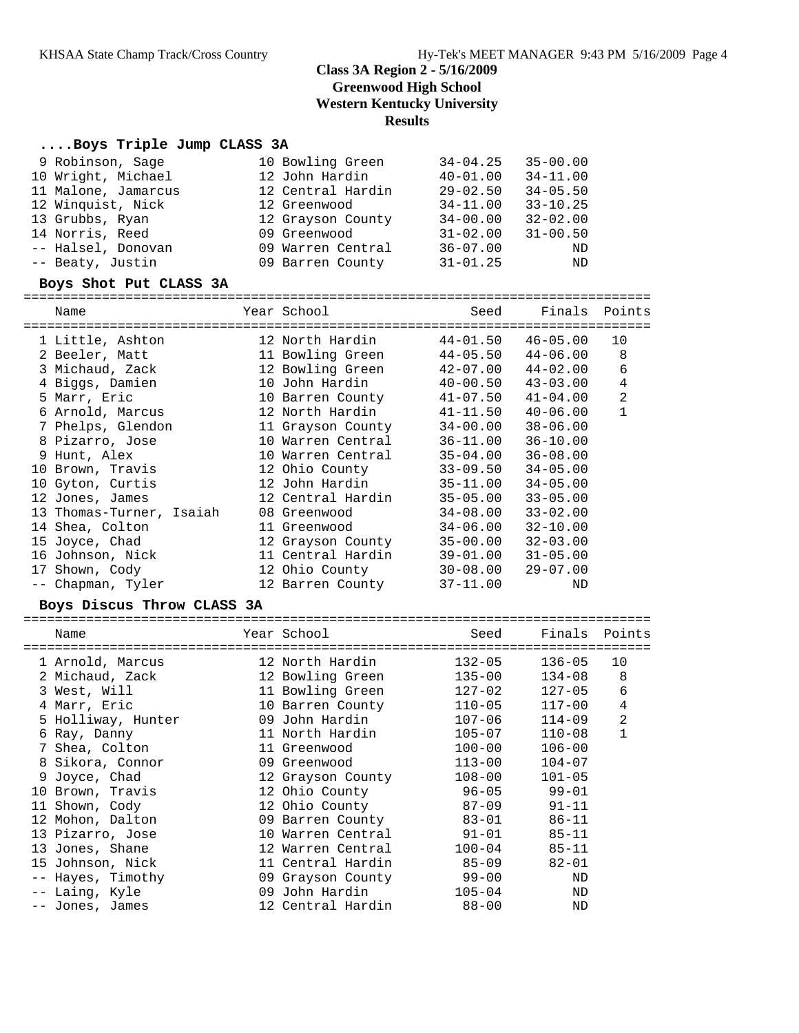# Class 3A Region 2 - 5/16/2009
## Greenwood High School
## Western Kentucky University
## Results

### ....Boys Triple Jump CLASS 3A

| Name | Year | School | Seed | Finals | Points |
|---|---|---|---|---|---|
| 9 Robinson, Sage | 10 | Bowling Green | 34-04.25 | 35-00.00 | |
| 10 Wright, Michael | 12 | John Hardin | 40-01.00 | 34-11.00 | |
| 11 Malone, Jamarcus | 12 | Central Hardin | 29-02.50 | 34-05.50 | |
| 12 Winquist, Nick | 12 | Greenwood | 34-11.00 | 33-10.25 | |
| 13 Grubbs, Ryan | 12 | Grayson County | 34-00.00 | 32-02.00 | |
| 14 Norris, Reed | 09 | Greenwood | 31-02.00 | 31-00.50 | |
| -- Halsel, Donovan | 09 | Warren Central | 36-07.00 | ND | |
| -- Beaty, Justin | 09 | Barren County | 31-01.25 | ND | |

### Boys Shot Put CLASS 3A

| Name | Year | School | Seed | Finals | Points |
|---|---|---|---|---|---|
| 1 Little, Ashton | 12 | North Hardin | 44-01.50 | 46-05.00 | 10 |
| 2 Beeler, Matt | 11 | Bowling Green | 44-05.50 | 44-06.00 | 8 |
| 3 Michaud, Zack | 12 | Bowling Green | 42-07.00 | 44-02.00 | 6 |
| 4 Biggs, Damien | 10 | John Hardin | 40-00.50 | 43-03.00 | 4 |
| 5 Marr, Eric | 10 | Barren County | 41-07.50 | 41-04.00 | 2 |
| 6 Arnold, Marcus | 12 | North Hardin | 41-11.50 | 40-06.00 | 1 |
| 7 Phelps, Glendon | 11 | Grayson County | 34-00.00 | 38-06.00 | |
| 8 Pizarro, Jose | 10 | Warren Central | 36-11.00 | 36-10.00 | |
| 9 Hunt, Alex | 10 | Warren Central | 35-04.00 | 36-08.00 | |
| 10 Brown, Travis | 12 | Ohio County | 33-09.50 | 34-05.00 | |
| 10 Gyton, Curtis | 12 | John Hardin | 35-11.00 | 34-05.00 | |
| 12 Jones, James | 12 | Central Hardin | 35-05.00 | 33-05.00 | |
| 13 Thomas-Turner, Isaiah | 08 | Greenwood | 34-08.00 | 33-02.00 | |
| 14 Shea, Colton | 11 | Greenwood | 34-06.00 | 32-10.00 | |
| 15 Joyce, Chad | 12 | Grayson County | 35-00.00 | 32-03.00 | |
| 16 Johnson, Nick | 11 | Central Hardin | 39-01.00 | 31-05.00 | |
| 17 Shown, Cody | 12 | Ohio County | 30-08.00 | 29-07.00 | |
| -- Chapman, Tyler | 12 | Barren County | 37-11.00 | ND | |

### Boys Discus Throw CLASS 3A

| Name | Year | School | Seed | Finals | Points |
|---|---|---|---|---|---|
| 1 Arnold, Marcus | 12 | North Hardin | 132-05 | 136-05 | 10 |
| 2 Michaud, Zack | 12 | Bowling Green | 135-00 | 134-08 | 8 |
| 3 West, Will | 11 | Bowling Green | 127-02 | 127-05 | 6 |
| 4 Marr, Eric | 10 | Barren County | 110-05 | 117-00 | 4 |
| 5 Holliway, Hunter | 09 | John Hardin | 107-06 | 114-09 | 2 |
| 6 Ray, Danny | 11 | North Hardin | 105-07 | 110-08 | 1 |
| 7 Shea, Colton | 11 | Greenwood | 100-00 | 106-00 | |
| 8 Sikora, Connor | 09 | Greenwood | 113-00 | 104-07 | |
| 9 Joyce, Chad | 12 | Grayson County | 108-00 | 101-05 | |
| 10 Brown, Travis | 12 | Ohio County | 96-05 | 99-01 | |
| 11 Shown, Cody | 12 | Ohio County | 87-09 | 91-11 | |
| 12 Mohon, Dalton | 09 | Barren County | 83-01 | 86-11 | |
| 13 Pizarro, Jose | 10 | Warren Central | 91-01 | 85-11 | |
| 13 Jones, Shane | 12 | Warren Central | 100-04 | 85-11 | |
| 15 Johnson, Nick | 11 | Central Hardin | 85-09 | 82-01 | |
| -- Hayes, Timothy | 09 | Grayson County | 99-00 | ND | |
| -- Laing, Kyle | 09 | John Hardin | 105-04 | ND | |
| -- Jones, James | 12 | Central Hardin | 88-00 | ND | |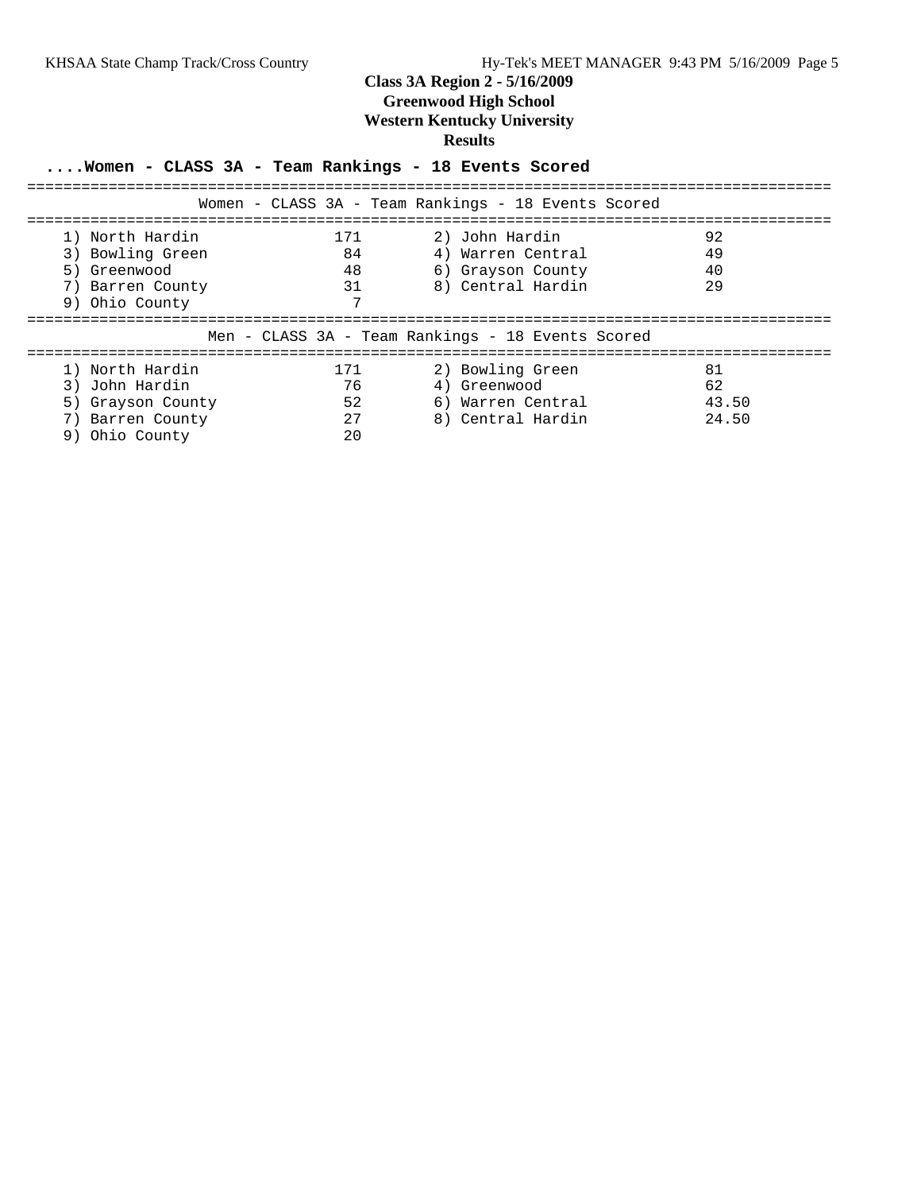**Class 3A Region 2 - 5/16/2009**
**Greenwood High School**
**Western Kentucky University**
**Results**

### ....Women - CLASS 3A - Team Rankings - 18 Events Scored

**Women - CLASS 3A - Team Rankings - 18 Events Scored**

| | | | |
|---|---|---|---|
| 1) North Hardin | 171 | 2) John Hardin | 92 |
| 3) Bowling Green | 84 | 4) Warren Central | 49 |
| 5) Greenwood | 48 | 6) Grayson County | 40 |
| 7) Barren County | 31 | 8) Central Hardin | 29 |
| 9) Ohio County | 7 | | |

**Men - CLASS 3A - Team Rankings - 18 Events Scored**

| | | | |
|---|---|---|---|
| 1) North Hardin | 171 | 2) Bowling Green | 81 |
| 3) John Hardin | 76 | 4) Greenwood | 62 |
| 5) Grayson County | 52 | 6) Warren Central | 43.50 |
| 7) Barren County | 27 | 8) Central Hardin | 24.50 |
| 9) Ohio County | 20 | | |